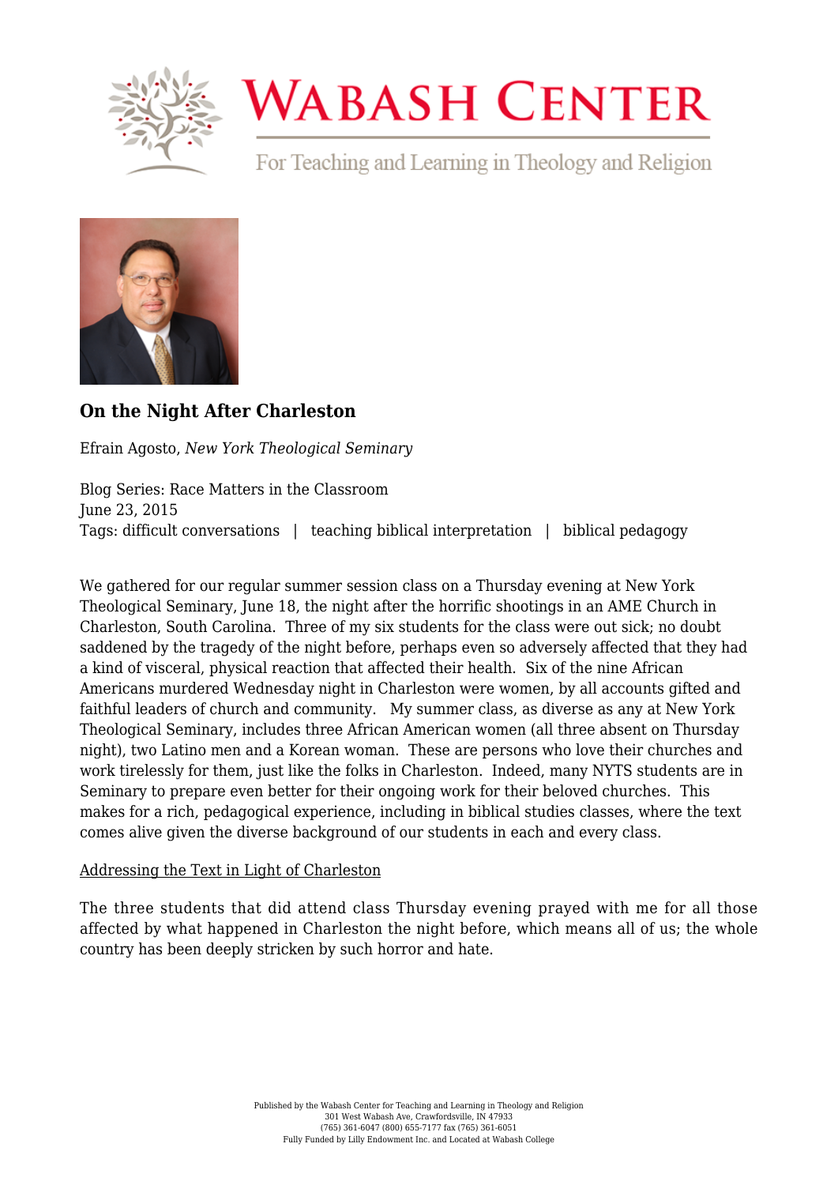## On the Night After Charleston

Efrain Agosto, *New York Theological Seminary*

Blog Series: Race Matters in the Classroom
June 23, 2015
Tags: difficult conversations | teaching biblical interpretation | biblical pedagogy

We gathered for our regular summer session class on a Thursday evening at New York Theological Seminary, June 18, the night after the horrific shootings in an AME Church in Charleston, South Carolina. Three of my six students for the class were out sick; no doubt saddened by the tragedy of the night before, perhaps even so adversely affected that they had a kind of visceral, physical reaction that affected their health. Six of the nine African Americans murdered Wednesday night in Charleston were women, by all accounts gifted and faithful leaders of church and community. My summer class, as diverse as any at New York Theological Seminary, includes three African American women (all three absent on Thursday night), two Latino men and a Korean woman. These are persons who love their churches and work tirelessly for them, just like the folks in Charleston. Indeed, many NYTS students are in Seminary to prepare even better for their ongoing work for their beloved churches. This makes for a rich, pedagogical experience, including in biblical studies classes, where the text comes alive given the diverse background of our students in each and every class.

Addressing the Text in Light of Charleston

The three students that did attend class Thursday evening prayed with me for all those affected by what happened in Charleston the night before, which means all of us; the whole country has been deeply stricken by such horror and hate.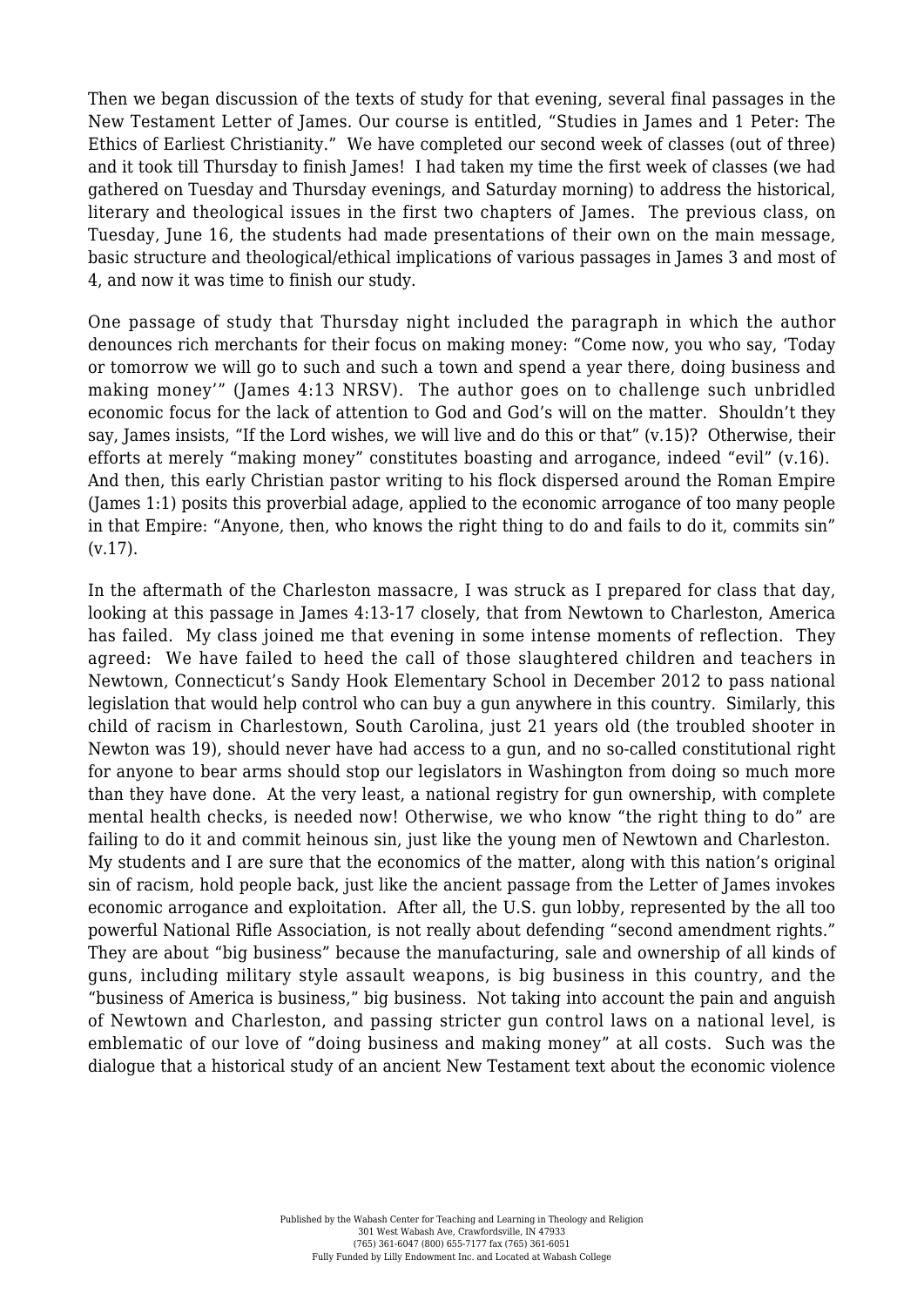Then we began discussion of the texts of study for that evening, several final passages in the New Testament Letter of James. Our course is entitled, "Studies in James and 1 Peter: The Ethics of Earliest Christianity." We have completed our second week of classes (out of three) and it took till Thursday to finish James! I had taken my time the first week of classes (we had gathered on Tuesday and Thursday evenings, and Saturday morning) to address the historical, literary and theological issues in the first two chapters of James. The previous class, on Tuesday, June 16, the students had made presentations of their own on the main message, basic structure and theological/ethical implications of various passages in James 3 and most of 4, and now it was time to finish our study.

One passage of study that Thursday night included the paragraph in which the author denounces rich merchants for their focus on making money: "Come now, you who say, 'Today or tomorrow we will go to such and such a town and spend a year there, doing business and making money'" (James 4:13 NRSV). The author goes on to challenge such unbridled economic focus for the lack of attention to God and God's will on the matter. Shouldn't they say, James insists, "If the Lord wishes, we will live and do this or that" (v.15)? Otherwise, their efforts at merely "making money" constitutes boasting and arrogance, indeed "evil" (v.16). And then, this early Christian pastor writing to his flock dispersed around the Roman Empire (James 1:1) posits this proverbial adage, applied to the economic arrogance of too many people in that Empire: "Anyone, then, who knows the right thing to do and fails to do it, commits sin" (v.17).

In the aftermath of the Charleston massacre, I was struck as I prepared for class that day, looking at this passage in James 4:13-17 closely, that from Newtown to Charleston, America has failed. My class joined me that evening in some intense moments of reflection. They agreed: We have failed to heed the call of those slaughtered children and teachers in Newtown, Connecticut's Sandy Hook Elementary School in December 2012 to pass national legislation that would help control who can buy a gun anywhere in this country. Similarly, this child of racism in Charlestown, South Carolina, just 21 years old (the troubled shooter in Newton was 19), should never have had access to a gun, and no so-called constitutional right for anyone to bear arms should stop our legislators in Washington from doing so much more than they have done. At the very least, a national registry for gun ownership, with complete mental health checks, is needed now! Otherwise, we who know "the right thing to do" are failing to do it and commit heinous sin, just like the young men of Newtown and Charleston. My students and I are sure that the economics of the matter, along with this nation's original sin of racism, hold people back, just like the ancient passage from the Letter of James invokes economic arrogance and exploitation. After all, the U.S. gun lobby, represented by the all too powerful National Rifle Association, is not really about defending "second amendment rights." They are about "big business" because the manufacturing, sale and ownership of all kinds of guns, including military style assault weapons, is big business in this country, and the "business of America is business," big business. Not taking into account the pain and anguish of Newtown and Charleston, and passing stricter gun control laws on a national level, is emblematic of our love of "doing business and making money" at all costs. Such was the dialogue that a historical study of an ancient New Testament text about the economic violence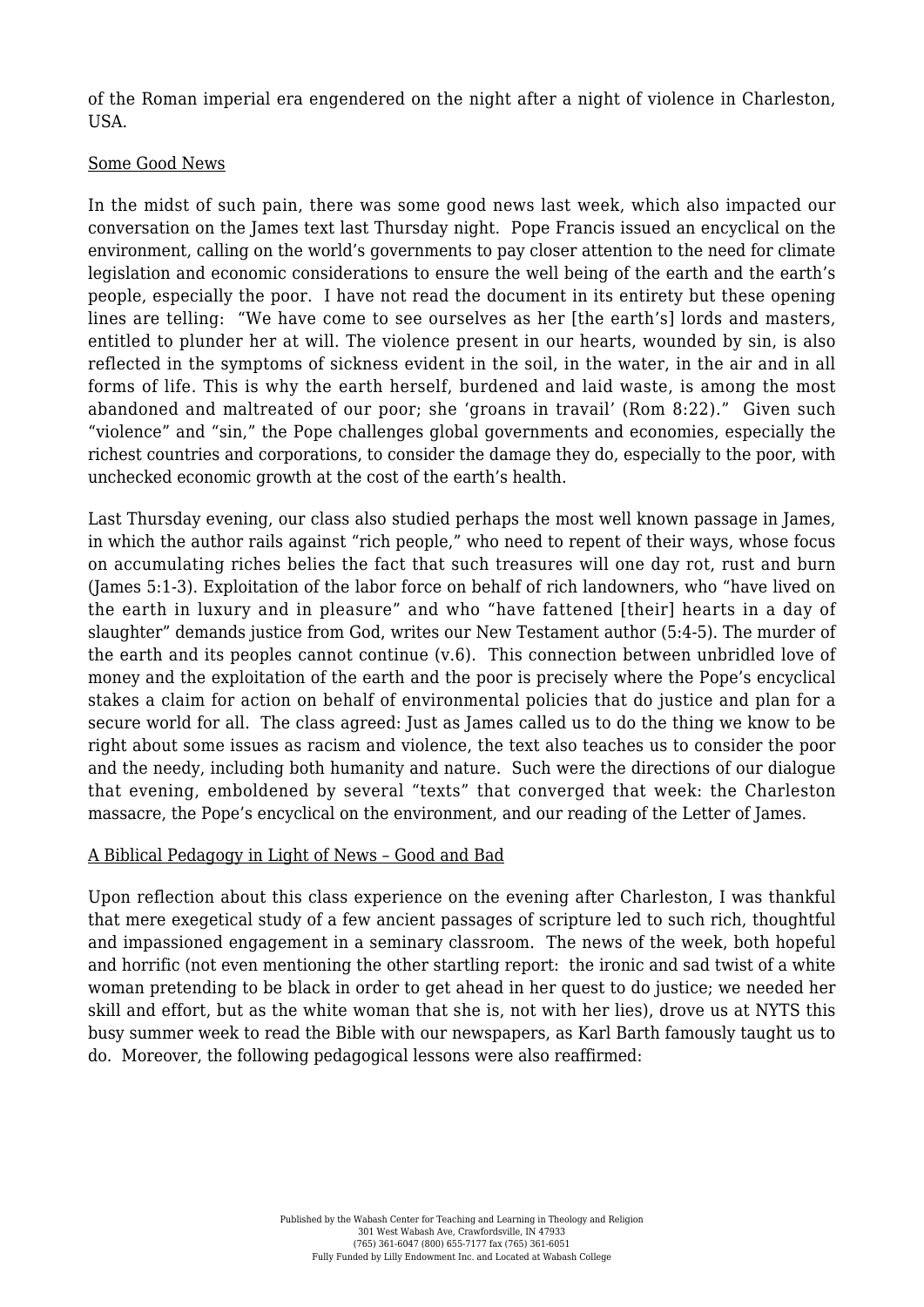of the Roman imperial era engendered on the night after a night of violence in Charleston, USA.

Some Good News

In the midst of such pain, there was some good news last week, which also impacted our conversation on the James text last Thursday night. Pope Francis issued an encyclical on the environment, calling on the world's governments to pay closer attention to the need for climate legislation and economic considerations to ensure the well being of the earth and the earth's people, especially the poor. I have not read the document in its entirety but these opening lines are telling: "We have come to see ourselves as her [the earth's] lords and masters, entitled to plunder her at will. The violence present in our hearts, wounded by sin, is also reflected in the symptoms of sickness evident in the soil, in the water, in the air and in all forms of life. This is why the earth herself, burdened and laid waste, is among the most abandoned and maltreated of our poor; she 'groans in travail' (Rom 8:22)." Given such "violence" and "sin," the Pope challenges global governments and economies, especially the richest countries and corporations, to consider the damage they do, especially to the poor, with unchecked economic growth at the cost of the earth's health.

Last Thursday evening, our class also studied perhaps the most well known passage in James, in which the author rails against "rich people," who need to repent of their ways, whose focus on accumulating riches belies the fact that such treasures will one day rot, rust and burn (James 5:1-3). Exploitation of the labor force on behalf of rich landowners, who "have lived on the earth in luxury and in pleasure" and who "have fattened [their] hearts in a day of slaughter" demands justice from God, writes our New Testament author (5:4-5). The murder of the earth and its peoples cannot continue (v.6). This connection between unbridled love of money and the exploitation of the earth and the poor is precisely where the Pope's encyclical stakes a claim for action on behalf of environmental policies that do justice and plan for a secure world for all. The class agreed: Just as James called us to do the thing we know to be right about some issues as racism and violence, the text also teaches us to consider the poor and the needy, including both humanity and nature. Such were the directions of our dialogue that evening, emboldened by several "texts" that converged that week: the Charleston massacre, the Pope's encyclical on the environment, and our reading of the Letter of James.

A Biblical Pedagogy in Light of News – Good and Bad

Upon reflection about this class experience on the evening after Charleston, I was thankful that mere exegetical study of a few ancient passages of scripture led to such rich, thoughtful and impassioned engagement in a seminary classroom. The news of the week, both hopeful and horrific (not even mentioning the other startling report: the ironic and sad twist of a white woman pretending to be black in order to get ahead in her quest to do justice; we needed her skill and effort, but as the white woman that she is, not with her lies), drove us at NYTS this busy summer week to read the Bible with our newspapers, as Karl Barth famously taught us to do. Moreover, the following pedagogical lessons were also reaffirmed: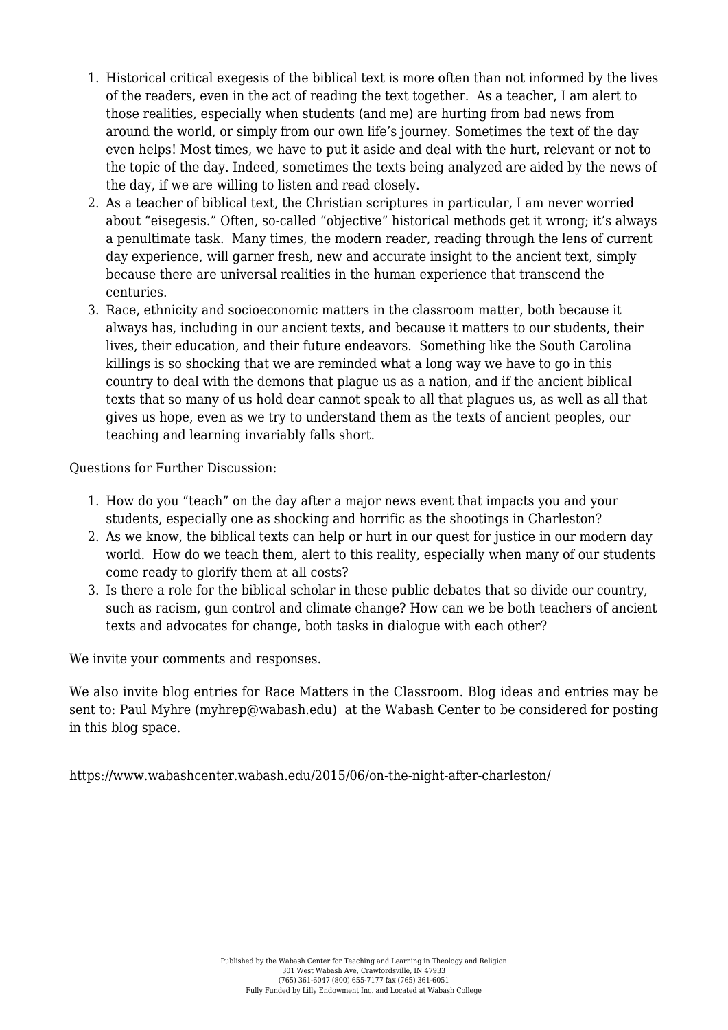1. Historical critical exegesis of the biblical text is more often than not informed by the lives of the readers, even in the act of reading the text together. As a teacher, I am alert to those realities, especially when students (and me) are hurting from bad news from around the world, or simply from our own life's journey. Sometimes the text of the day even helps! Most times, we have to put it aside and deal with the hurt, relevant or not to the topic of the day. Indeed, sometimes the texts being analyzed are aided by the news of the day, if we are willing to listen and read closely.
2. As a teacher of biblical text, the Christian scriptures in particular, I am never worried about "eisegesis." Often, so-called "objective" historical methods get it wrong; it's always a penultimate task. Many times, the modern reader, reading through the lens of current day experience, will garner fresh, new and accurate insight to the ancient text, simply because there are universal realities in the human experience that transcend the centuries.
3. Race, ethnicity and socioeconomic matters in the classroom matter, both because it always has, including in our ancient texts, and because it matters to our students, their lives, their education, and their future endeavors. Something like the South Carolina killings is so shocking that we are reminded what a long way we have to go in this country to deal with the demons that plague us as a nation, and if the ancient biblical texts that so many of us hold dear cannot speak to all that plagues us, as well as all that gives us hope, even as we try to understand them as the texts of ancient peoples, our teaching and learning invariably falls short.

<u>Questions for Further Discussion</u>:

1. How do you "teach" on the day after a major news event that impacts you and your students, especially one as shocking and horrific as the shootings in Charleston?
2. As we know, the biblical texts can help or hurt in our quest for justice in our modern day world. How do we teach them, alert to this reality, especially when many of our students come ready to glorify them at all costs?
3. Is there a role for the biblical scholar in these public debates that so divide our country, such as racism, gun control and climate change? How can we be both teachers of ancient texts and advocates for change, both tasks in dialogue with each other?

We invite your comments and responses.

We also invite blog entries for Race Matters in the Classroom. Blog ideas and entries may be sent to: Paul Myhre (myhrep@wabash.edu) at the Wabash Center to be considered for posting in this blog space.

https://www.wabashcenter.wabash.edu/2015/06/on-the-night-after-charleston/

Published by the Wabash Center for Teaching and Learning in Theology and Religion
301 West Wabash Ave, Crawfordsville, IN 47933
(765) 361-6047 (800) 655-7177 fax (765) 361-6051
Fully Funded by Lilly Endowment Inc. and Located at Wabash College